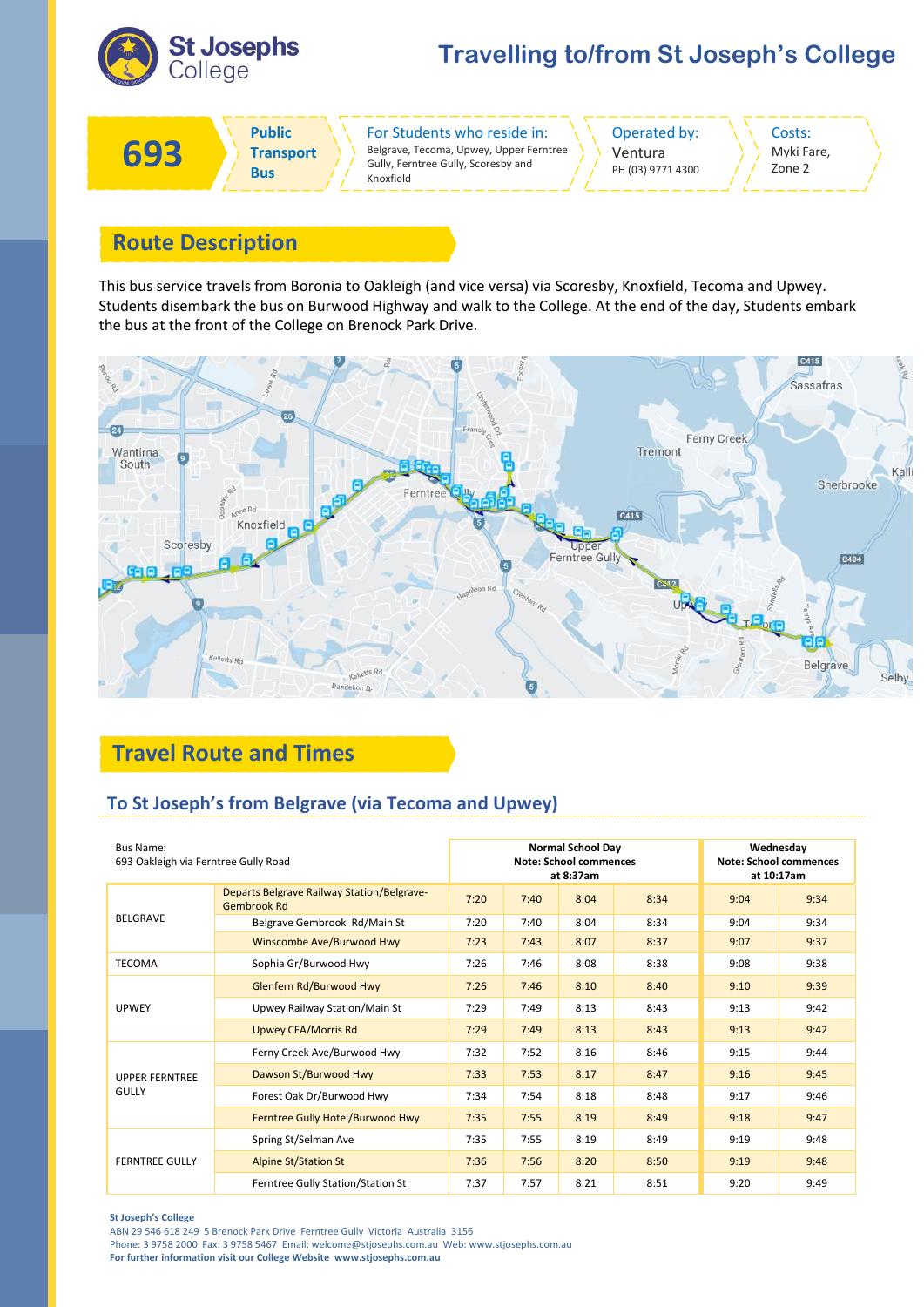# Travelling to/from St Joseph's College

| 693 | Public Transport Bus | For Students who reside in: Belgrave, Tecoma, Upwey, Upper Ferntree Gully, Ferntree Gully, Scoresby and Knoxfield | Operated by: Ventura PH (03) 9771 4300 | Costs: Myki Fare, Zone 2 |
|---|---|---|---|---|

## Route Description

This bus service travels from Boronia to Oakleigh (and vice versa) via Scoresby, Knoxfield, Tecoma and Upwey. Students disembark the bus on Burwood Highway and walk to the College. At the end of the day, Students embark the bus at the front of the College on Brenock Park Drive.

## Travel Route and Times

### To St Joseph's from Belgrave (via Tecoma and Upwey)

| Bus Name: 693 Oakleigh via Ferntree Gully Road | | Normal School Day Note: School commences at 8:37am | | | | Wednesday Note: School commences at 10:17am | |
|---|---|---|---|---|---|---|---|
| BELGRAVE | Departs Belgrave Railway Station/Belgrave-Gembrook Rd | 7:20 | 7:40 | 8:04 | 8:34 | 9:04 | 9:34 |
| | Belgrave Gembrook Rd/Main St | 7:20 | 7:40 | 8:04 | 8:34 | 9:04 | 9:34 |
| | Winscombe Ave/Burwood Hwy | 7:23 | 7:43 | 8:07 | 8:37 | 9:07 | 9:37 |
| TECOMA | Sophia Gr/Burwood Hwy | 7:26 | 7:46 | 8:08 | 8:38 | 9:08 | 9:38 |
| UPWEY | Glenfern Rd/Burwood Hwy | 7:26 | 7:46 | 8:10 | 8:40 | 9:10 | 9:39 |
| | Upwey Railway Station/Main St | 7:29 | 7:49 | 8:13 | 8:43 | 9:13 | 9:42 |
| | Upwey CFA/Morris Rd | 7:29 | 7:49 | 8:13 | 8:43 | 9:13 | 9:42 |
| UPPER FERNTREE GULLY | Ferny Creek Ave/Burwood Hwy | 7:32 | 7:52 | 8:16 | 8:46 | 9:15 | 9:44 |
| | Dawson St/Burwood Hwy | 7:33 | 7:53 | 8:17 | 8:47 | 9:16 | 9:45 |
| | Forest Oak Dr/Burwood Hwy | 7:34 | 7:54 | 8:18 | 8:48 | 9:17 | 9:46 |
| | Ferntree Gully Hotel/Burwood Hwy | 7:35 | 7:55 | 8:19 | 8:49 | 9:18 | 9:47 |
| FERNTREE GULLY | Spring St/Selman Ave | 7:35 | 7:55 | 8:19 | 8:49 | 9:19 | 9:48 |
| | Alpine St/Station St | 7:36 | 7:56 | 8:20 | 8:50 | 9:19 | 9:48 |
| | Ferntree Gully Station/Station St | 7:37 | 7:57 | 8:21 | 8:51 | 9:20 | 9:49 |

**St Joseph's College**
ABN 29 546 618 249 5 Brenock Park Drive Ferntree Gully Victoria Australia 3156
Phone: 3 9758 2000 Fax: 3 9758 5467 Email: welcome@stjosephs.com.au Web: www.stjosephs.com.au
**For further information visit our College Website www.stjosephs.com.au**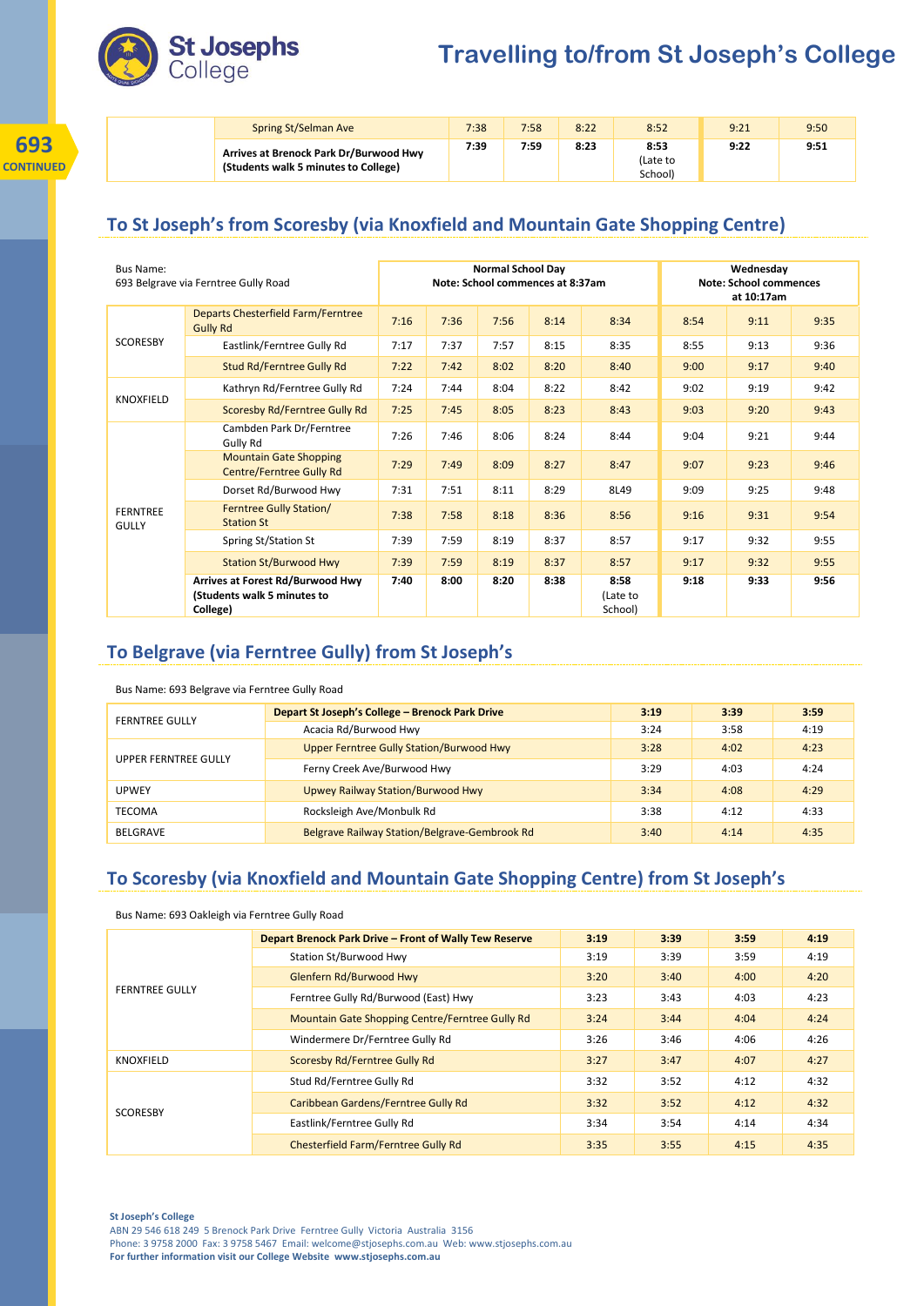# Travelling to/from St Joseph's College

**693 CONTINUED**

| | | | | | | | |
|---|---|---|---|---|---|---|---|
| | Spring St/Selman Ave | 7:38 | 7:58 | 8:22 | 8:52 | 9:21 | 9:50 |
| | **Arrives at Brenock Park Dr/Burwood Hwy (Students walk 5 minutes to College)** | **7:39** | **7:59** | **8:23** | **8:53** (Late to School) | **9:22** | **9:51** |

## To St Joseph's from Scoresby (via Knoxfield and Mountain Gate Shopping Centre)

| Bus Name: 693 Belgrave via Ferntree Gully Road | | **Normal School Day Note: School commences at 8:37am** | | | | | **Wednesday Note: School commences at 10:17am** | | |
|---|---|---|---|---|---|---|---|---|---|
| SCORESBY | Departs Chesterfield Farm/Ferntree Gully Rd | 7:16 | 7:36 | 7:56 | 8:14 | 8:34 | 8:54 | 9:11 | 9:35 |
| | Eastlink/Ferntree Gully Rd | 7:17 | 7:37 | 7:57 | 8:15 | 8:35 | 8:55 | 9:13 | 9:36 |
| | Stud Rd/Ferntree Gully Rd | 7:22 | 7:42 | 8:02 | 8:20 | 8:40 | 9:00 | 9:17 | 9:40 |
| KNOXFIELD | Kathryn Rd/Ferntree Gully Rd | 7:24 | 7:44 | 8:04 | 8:22 | 8:42 | 9:02 | 9:19 | 9:42 |
| | Scoresby Rd/Ferntree Gully Rd | 7:25 | 7:45 | 8:05 | 8:23 | 8:43 | 9:03 | 9:20 | 9:43 |
| FERNTREE GULLY | Cambden Park Dr/Ferntree Gully Rd | 7:26 | 7:46 | 8:06 | 8:24 | 8:44 | 9:04 | 9:21 | 9:44 |
| | Mountain Gate Shopping Centre/Ferntree Gully Rd | 7:29 | 7:49 | 8:09 | 8:27 | 8:47 | 9:07 | 9:23 | 9:46 |
| | Dorset Rd/Burwood Hwy | 7:31 | 7:51 | 8:11 | 8:29 | 8L49 | 9:09 | 9:25 | 9:48 |
| | Ferntree Gully Station/ Station St | 7:38 | 7:58 | 8:18 | 8:36 | 8:56 | 9:16 | 9:31 | 9:54 |
| | Spring St/Station St | 7:39 | 7:59 | 8:19 | 8:37 | 8:57 | 9:17 | 9:32 | 9:55 |
| | Station St/Burwood Hwy | 7:39 | 7:59 | 8:19 | 8:37 | 8:57 | 9:17 | 9:32 | 9:55 |
| | **Arrives at Forest Rd/Burwood Hwy (Students walk 5 minutes to College)** | **7:40** | **8:00** | **8:20** | **8:38** | **8:58** (Late to School) | **9:18** | **9:33** | **9:56** |

## To Belgrave (via Ferntree Gully) from St Joseph's

Bus Name: 693 Belgrave via Ferntree Gully Road

| | | | | |
|---|---|---|---|---|
| FERNTREE GULLY | **Depart St Joseph's College – Brenock Park Drive** | **3:19** | **3:39** | **3:59** |
| | Acacia Rd/Burwood Hwy | 3:24 | 3:58 | 4:19 |
| UPPER FERNTREE GULLY | Upper Ferntree Gully Station/Burwood Hwy | 3:28 | 4:02 | 4:23 |
| | Ferny Creek Ave/Burwood Hwy | 3:29 | 4:03 | 4:24 |
| UPWEY | Upwey Railway Station/Burwood Hwy | 3:34 | 4:08 | 4:29 |
| TECOMA | Rocksleigh Ave/Monbulk Rd | 3:38 | 4:12 | 4:33 |
| BELGRAVE | Belgrave Railway Station/Belgrave-Gembrook Rd | 3:40 | 4:14 | 4:35 |

## To Scoresby (via Knoxfield and Mountain Gate Shopping Centre) from St Joseph's

Bus Name: 693 Oakleigh via Ferntree Gully Road

| | | | | | |
|---|---|---|---|---|---|
| FERNTREE GULLY | **Depart Brenock Park Drive – Front of Wally Tew Reserve** | **3:19** | **3:39** | **3:59** | **4:19** |
| | Station St/Burwood Hwy | 3:19 | 3:39 | 3:59 | 4:19 |
| | Glenfern Rd/Burwood Hwy | 3:20 | 3:40 | 4:00 | 4:20 |
| | Ferntree Gully Rd/Burwood (East) Hwy | 3:23 | 3:43 | 4:03 | 4:23 |
| | Mountain Gate Shopping Centre/Ferntree Gully Rd | 3:24 | 3:44 | 4:04 | 4:24 |
| | Windermere Dr/Ferntree Gully Rd | 3:26 | 3:46 | 4:06 | 4:26 |
| KNOXFIELD | Scoresby Rd/Ferntree Gully Rd | 3:27 | 3:47 | 4:07 | 4:27 |
| SCORESBY | Stud Rd/Ferntree Gully Rd | 3:32 | 3:52 | 4:12 | 4:32 |
| | Caribbean Gardens/Ferntree Gully Rd | 3:32 | 3:52 | 4:12 | 4:32 |
| | Eastlink/Ferntree Gully Rd | 3:34 | 3:54 | 4:14 | 4:34 |
| | Chesterfield Farm/Ferntree Gully Rd | 3:35 | 3:55 | 4:15 | 4:35 |

**St Joseph's College**
ABN 29 546 618 249 5 Brenock Park Drive Ferntree Gully Victoria Australia 3156
Phone: 3 9758 2000 Fax: 3 9758 5467 Email: welcome@stjosephs.com.au Web: www.stjosephs.com.au
**For further information visit our College Website www.stjosephs.com.au**